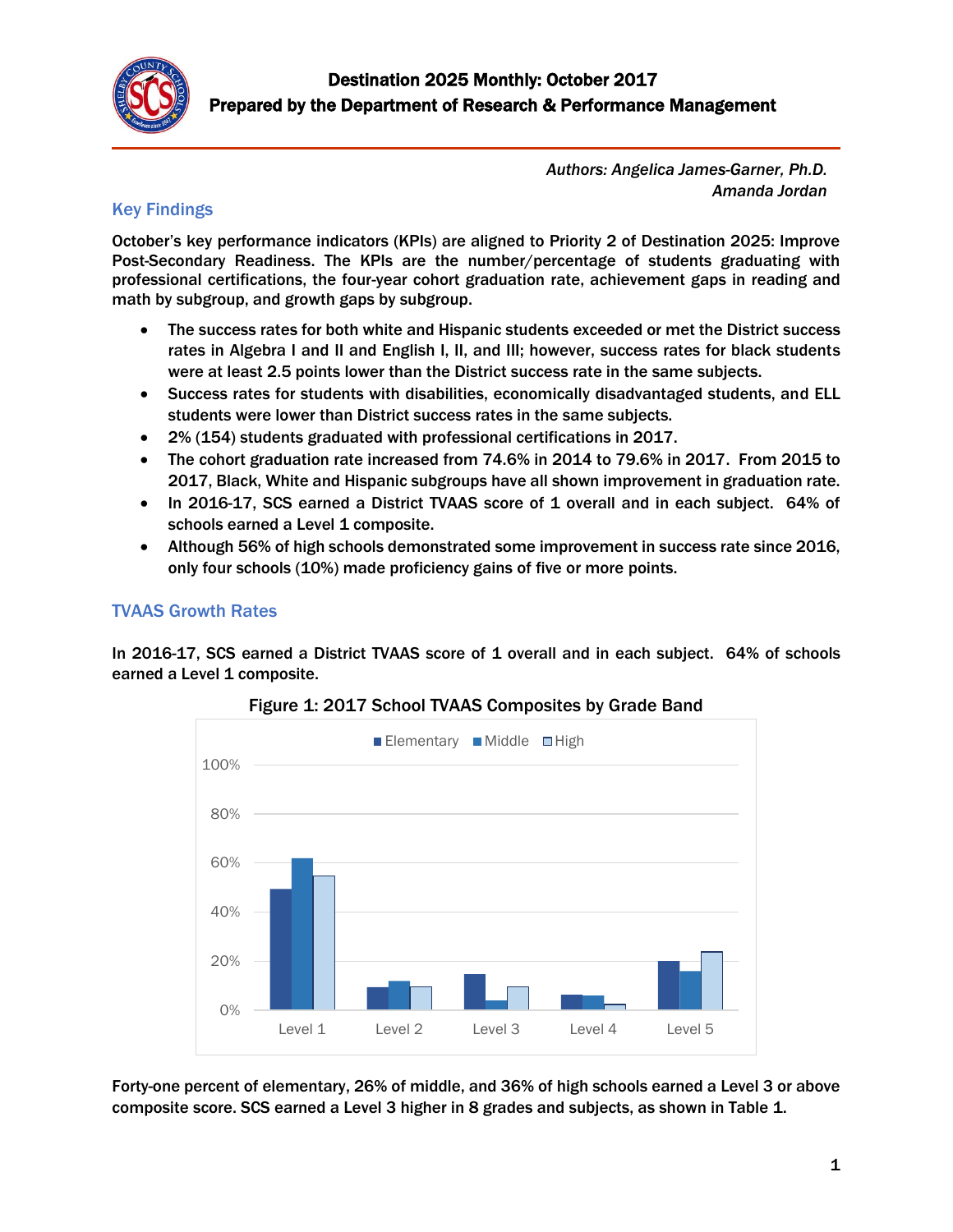# Destination 2025 Monthly: October 2017

## Prepared by the Department of Research & Performance Management

*Authors: Angelica James-Garner, Ph.D.*
*Amanda Jordan*

## Key Findings

**October's key performance indicators (KPIs) are aligned to Priority 2 of Destination 2025: Improve Post-Secondary Readiness. The KPIs are the number/percentage of students graduating with professional certifications, the four-year cohort graduation rate, achievement gaps in reading and math by subgroup, and growth gaps by subgroup.**

- **The success rates for both white and Hispanic students exceeded or met the District success rates in Algebra I and II and English I, II, and III; however, success rates for black students were at least 2.5 points lower than the District success rate in the same subjects.**
- **Success rates for students with disabilities, economically disadvantaged students, and ELL students were lower than District success rates in the same subjects.**
- **2% (154) students graduated with professional certifications in 2017.**
- **The cohort graduation rate increased from 74.6% in 2014 to 79.6% in 2017. From 2015 to 2017, Black, White and Hispanic subgroups have all shown improvement in graduation rate.**
- **In 2016-17, SCS earned a District TVAAS score of 1 overall and in each subject. 64% of schools earned a Level 1 composite.**
- **Although 56% of high schools demonstrated some improvement in success rate since 2016, only four schools (10%) made proficiency gains of five or more points.**

## TVAAS Growth Rates

**In 2016-17, SCS earned a District TVAAS score of 1 overall and in each subject. 64% of schools earned a Level 1 composite.**

**Figure 1: 2017 School TVAAS Composites by Grade Band**

**Forty-one percent of elementary, 26% of middle, and 36% of high schools earned a Level 3 or above composite score. SCS earned a Level 3 higher in 8 grades and subjects, as shown in Table 1.**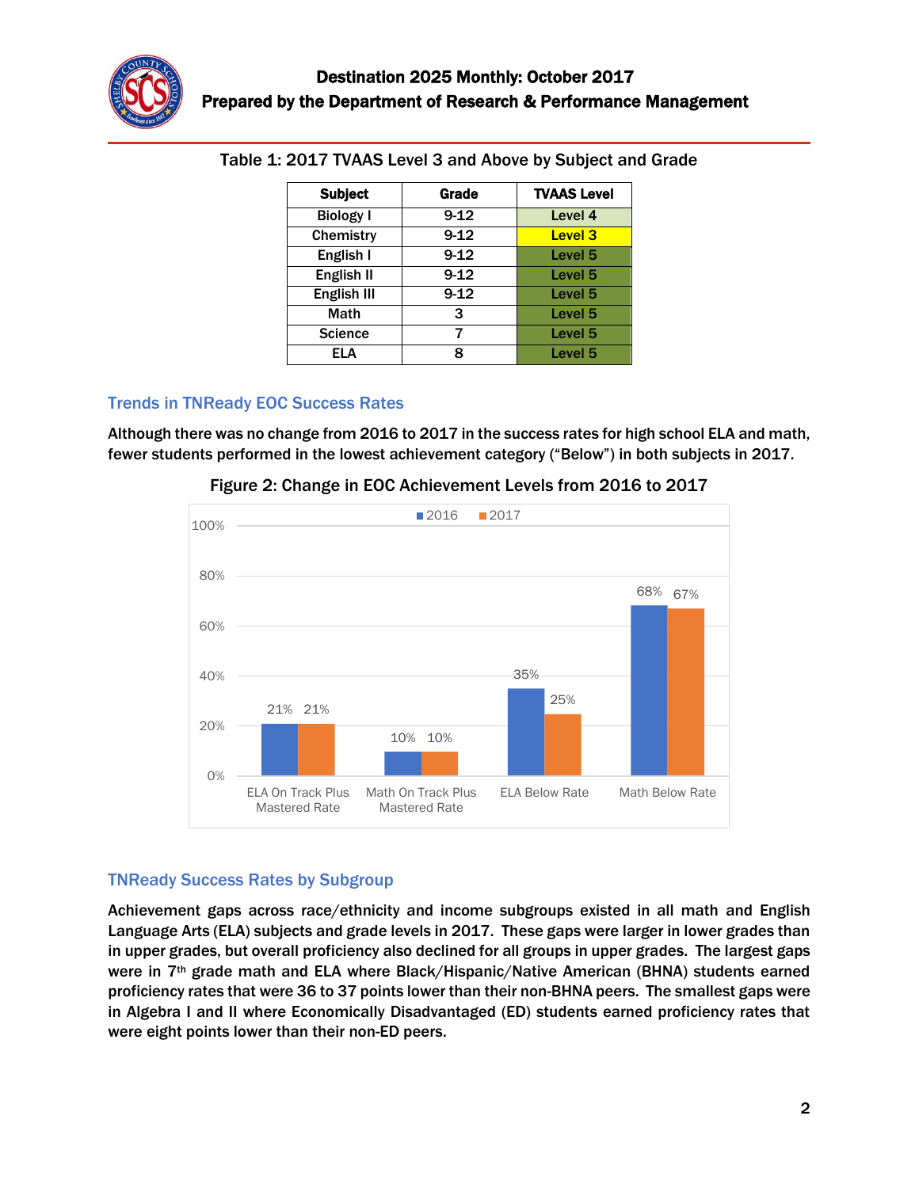Table 1: 2017 TVAAS Level 3 and Above by Subject and Grade

| Subject | Grade | TVAAS Level |
|---|---|---|
| Biology I | 9-12 | Level 4 |
| Chemistry | 9-12 | Level 3 |
| English I | 9-12 | Level 5 |
| English II | 9-12 | Level 5 |
| English III | 9-12 | Level 5 |
| Math | 3 | Level 5 |
| Science | 7 | Level 5 |
| ELA | 8 | Level 5 |

## Trends in TNReady EOC Success Rates

**Although there was no change from 2016 to 2017 in the success rates for high school ELA and math, fewer students performed in the lowest achievement category ("Below") in both subjects in 2017.**

Figure 2: Change in EOC Achievement Levels from 2016 to 2017

| | 2016 | 2017 |
|---|---|---|
| ELA On Track Plus Mastered Rate | 21% | 21% |
| Math On Track Plus Mastered Rate | 10% | 10% |
| ELA Below Rate | 35% | 25% |
| Math Below Rate | 68% | 67% |

## TNReady Success Rates by Subgroup

**Achievement gaps across race/ethnicity and income subgroups existed in all math and English Language Arts (ELA) subjects and grade levels in 2017. These gaps were larger in lower grades than in upper grades, but overall proficiency also declined for all groups in upper grades. The largest gaps were in 7th grade math and ELA where Black/Hispanic/Native American (BHNA) students earned proficiency rates that were 36 to 37 points lower than their non-BHNA peers. The smallest gaps were in Algebra I and II where Economically Disadvantaged (ED) students earned proficiency rates that were eight points lower than their non-ED peers.**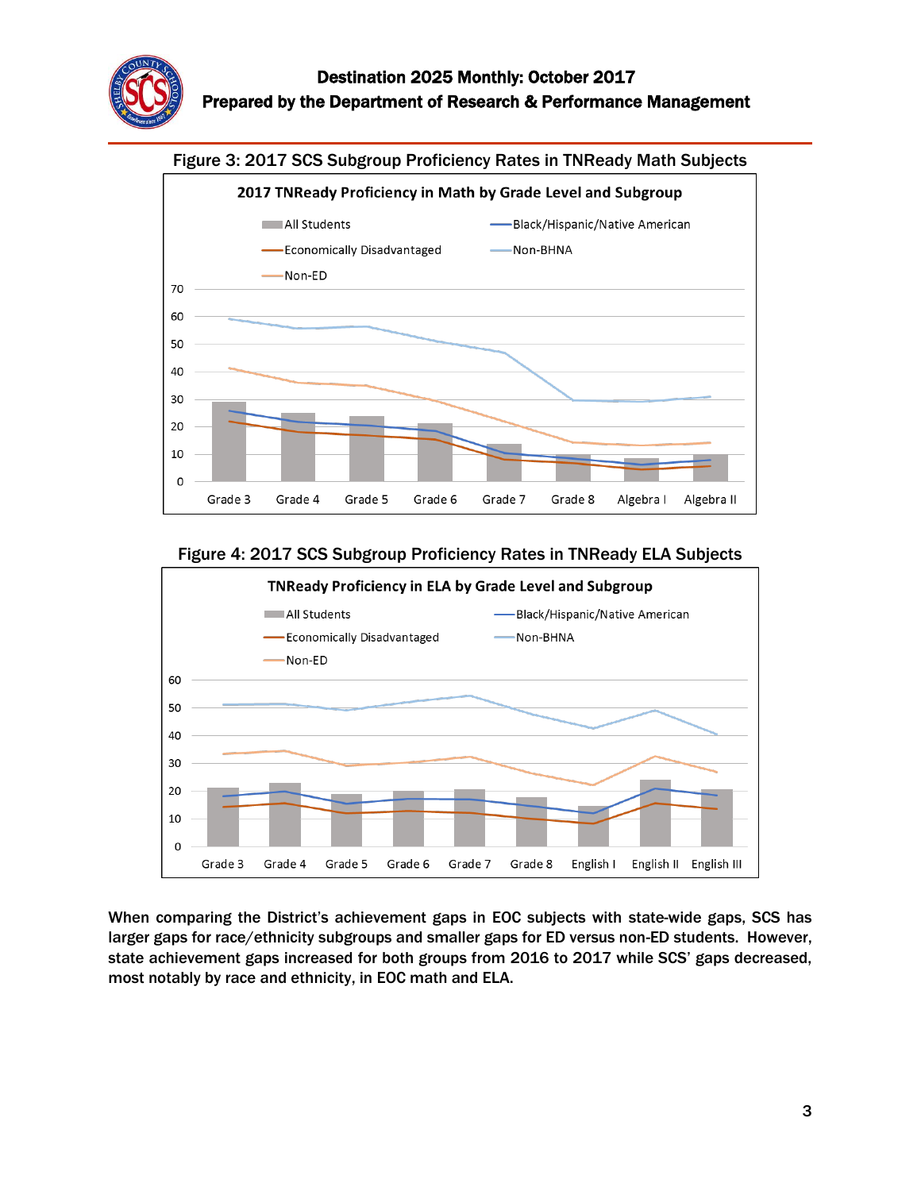Figure 3: 2017 SCS Subgroup Proficiency Rates in TNReady Math Subjects

Figure 4: 2017 SCS Subgroup Proficiency Rates in TNReady ELA Subjects

When comparing the District's achievement gaps in EOC subjects with state-wide gaps, SCS has larger gaps for race/ethnicity subgroups and smaller gaps for ED versus non-ED students. However, state achievement gaps increased for both groups from 2016 to 2017 while SCS' gaps decreased, most notably by race and ethnicity, in EOC math and ELA.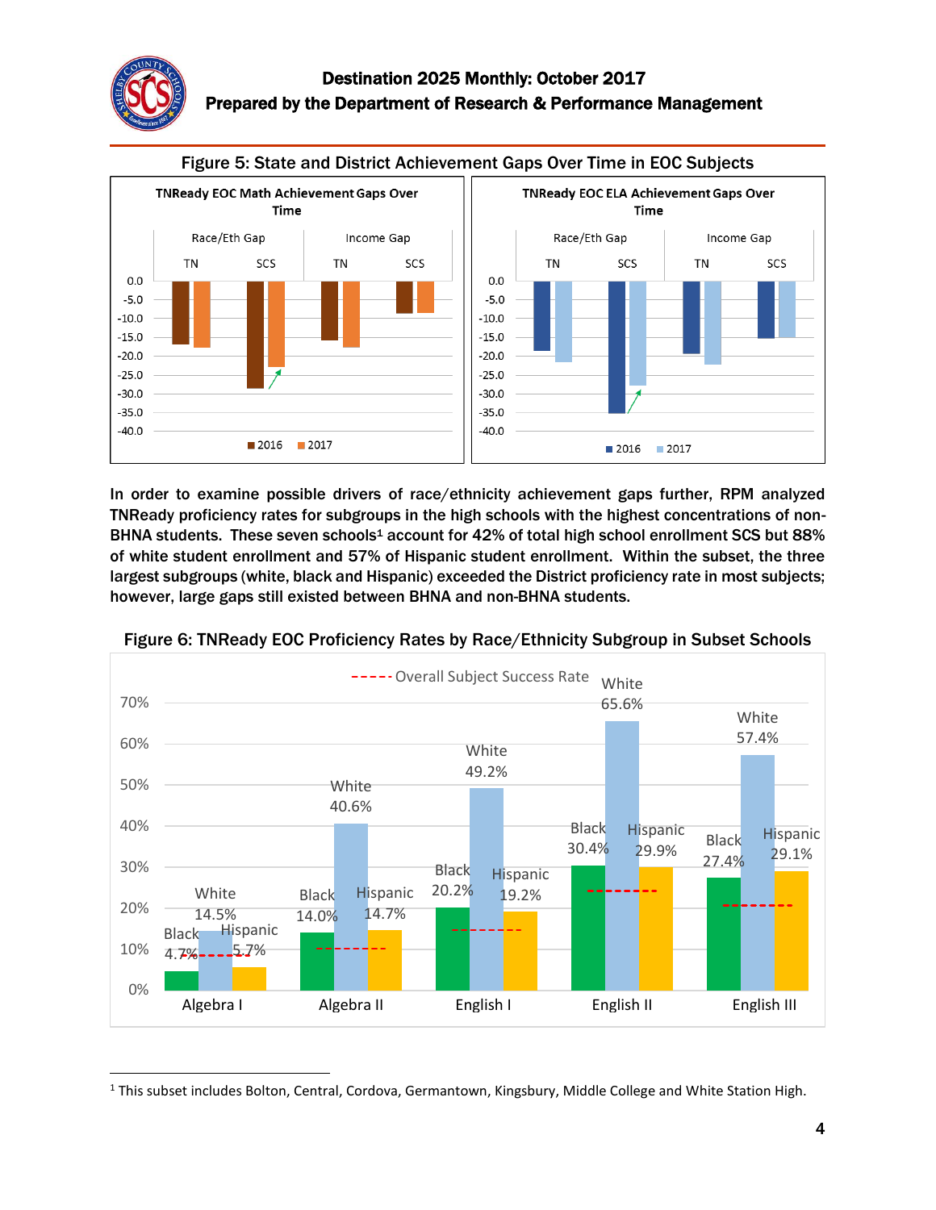# Destination 2025 Monthly: October 2017
## Prepared by the Department of Research & Performance Management

**Figure 5: State and District Achievement Gaps Over Time in EOC Subjects**

In order to examine possible drivers of race/ethnicity achievement gaps further, RPM analyzed TNReady proficiency rates for subgroups in the high schools with the highest concentrations of non-BHNA students. These seven schools[1] account for 42% of total high school enrollment SCS but 88% of white student enrollment and 57% of Hispanic student enrollment. Within the subset, the three largest subgroups (white, black and Hispanic) exceeded the District proficiency rate in most subjects; however, large gaps still existed between BHNA and non-BHNA students.

**Figure 6: TNReady EOC Proficiency Rates by Race/Ethnicity Subgroup in Subset Schools**

| Subject | Black | White | Hispanic |
|---|---|---|---|
| Algebra I | 4.7% | 14.5% | 5.7% |
| Algebra II | 14.0% | 40.6% | 14.7% |
| English I | 20.2% | 49.2% | 19.2% |
| English II | 30.4% | 65.6% | 29.9% |
| English III | 27.4% | 57.4% | 29.1% |

---

[1] This subset includes Bolton, Central, Cordova, Germantown, Kingsbury, Middle College and White Station High.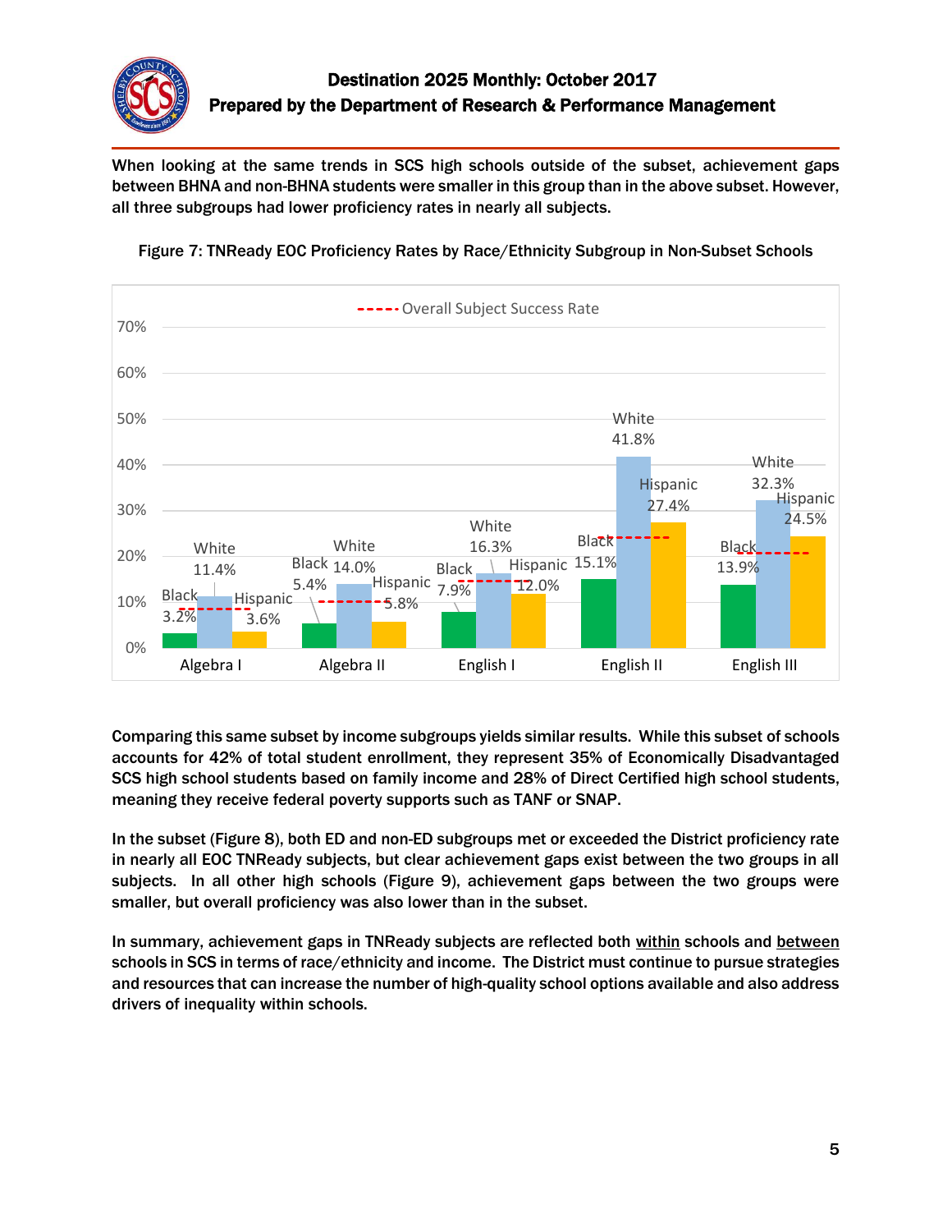When looking at the same trends in SCS high schools outside of the subset, achievement gaps between BHNA and non-BHNA students were smaller in this group than in the above subset. However, all three subgroups had lower proficiency rates in nearly all subjects.

**Figure 7: TNReady EOC Proficiency Rates by Race/Ethnicity Subgroup in Non-Subset Schools**

| Subject | Black | White | Hispanic |
|---|---|---|---|
| Algebra I | 3.2% | 11.4% | 3.6% |
| Algebra II | 5.4% | 14.0% | 5.8% |
| English I | 7.9% | 16.3% | 12.0% |
| English II | 15.1% | 41.8% | 27.4% |
| English III | 13.9% | 32.3% | 24.5% |

----- Overall Subject Success Rate

Comparing this same subset by income subgroups yields similar results. While this subset of schools accounts for 42% of total student enrollment, they represent 35% of Economically Disadvantaged SCS high school students based on family income and 28% of Direct Certified high school students, meaning they receive federal poverty supports such as TANF or SNAP.

In the subset (Figure 8), both ED and non-ED subgroups met or exceeded the District proficiency rate in nearly all EOC TNReady subjects, but clear achievement gaps exist between the two groups in all subjects. In all other high schools (Figure 9), achievement gaps between the two groups were smaller, but overall proficiency was also lower than in the subset.

In summary, achievement gaps in TNReady subjects are reflected both <u>within</u> schools and <u>between</u> schools in SCS in terms of race/ethnicity and income. The District must continue to pursue strategies and resources that can increase the number of high-quality school options available and also address drivers of inequality within schools.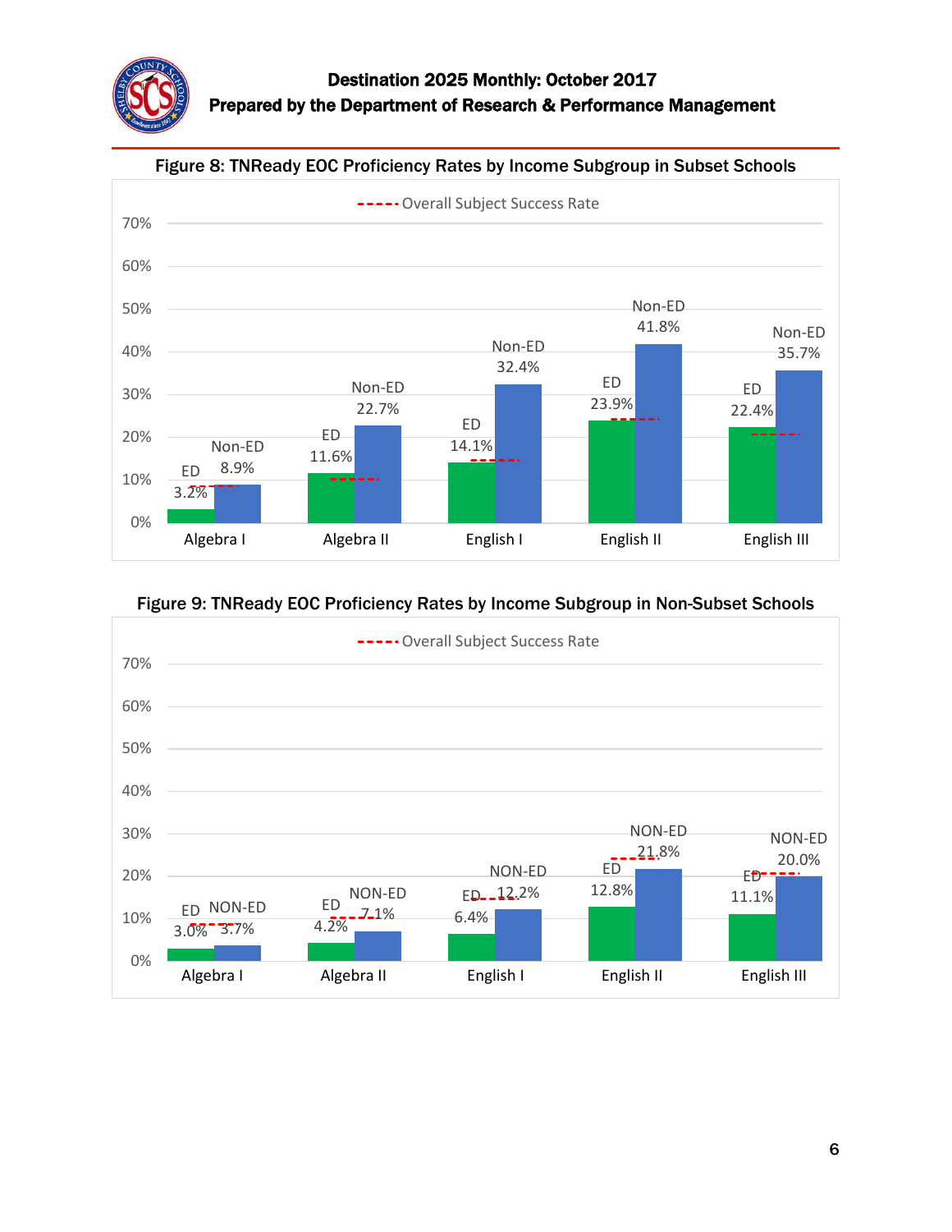### Figure 8: TNReady EOC Proficiency Rates by Income Subgroup in Subset Schools

| Subject | ED | Non-ED |
|---|---|---|
| Algebra I | 3.2% | 8.9% |
| Algebra II | 11.6% | 22.7% |
| English I | 14.1% | 32.4% |
| English II | 23.9% | 41.8% |
| English III | 22.4% | 35.7% |

----- Overall Subject Success Rate

### Figure 9: TNReady EOC Proficiency Rates by Income Subgroup in Non-Subset Schools

| Subject | ED | NON-ED |
|---|---|---|
| Algebra I | 3.0% | 3.7% |
| Algebra II | 4.2% | 7.1% |
| English I | 6.4% | 12.2% |
| English II | 12.8% | 21.8% |
| English III | 11.1% | 20.0% |

----- Overall Subject Success Rate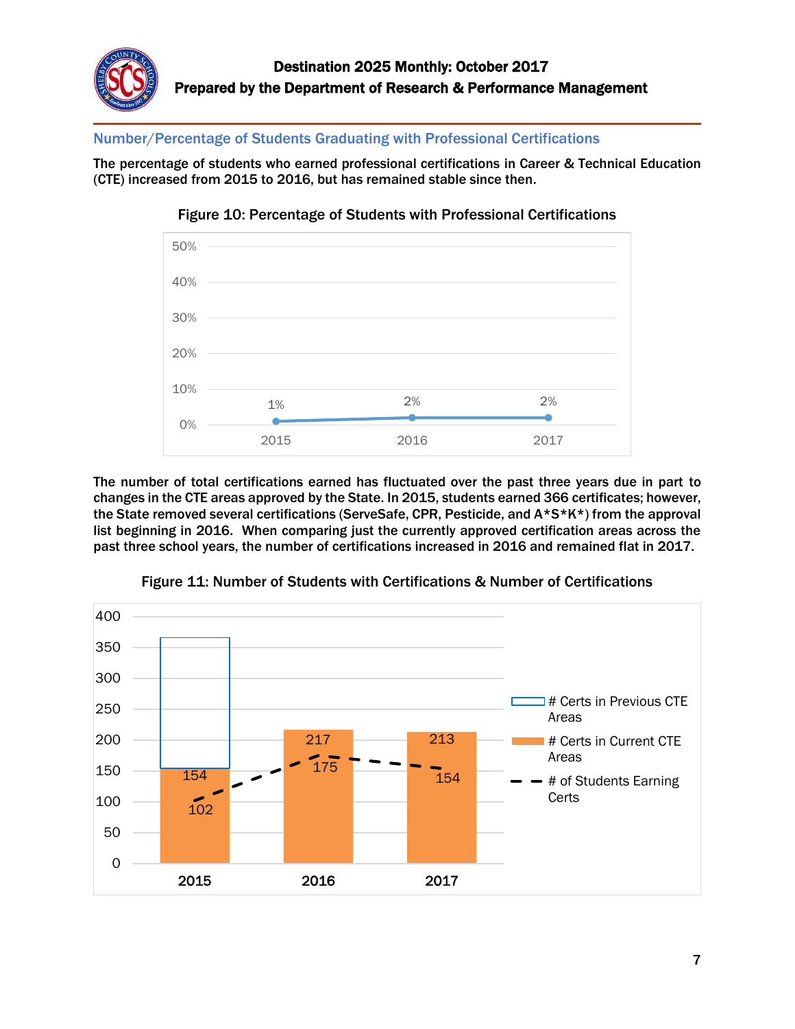## Number/Percentage of Students Graduating with Professional Certifications

**The percentage of students who earned professional certifications in Career & Technical Education (CTE) increased from 2015 to 2016, but has remained stable since then.**

**Figure 10: Percentage of Students with Professional Certifications**

| Year | Percentage |
|---|---|
| 2015 | 1% |
| 2016 | 2% |
| 2017 | 2% |

**The number of total certifications earned has fluctuated over the past three years due in part to changes in the CTE areas approved by the State. In 2015, students earned 366 certificates; however, the State removed several certifications (ServeSafe, CPR, Pesticide, and A*S*K*) from the approval list beginning in 2016. When comparing just the currently approved certification areas across the past three school years, the number of certifications increased in 2016 and remained flat in 2017.**

**Figure 11: Number of Students with Certifications & Number of Certifications**

| Year | # Certs in Previous CTE Areas | # Certs in Current CTE Areas | # of Students Earning Certs |
|---|---|---|---|
| 2015 | | 154 | 102 |
| 2016 | | 217 | 175 |
| 2017 | | 213 | 154 |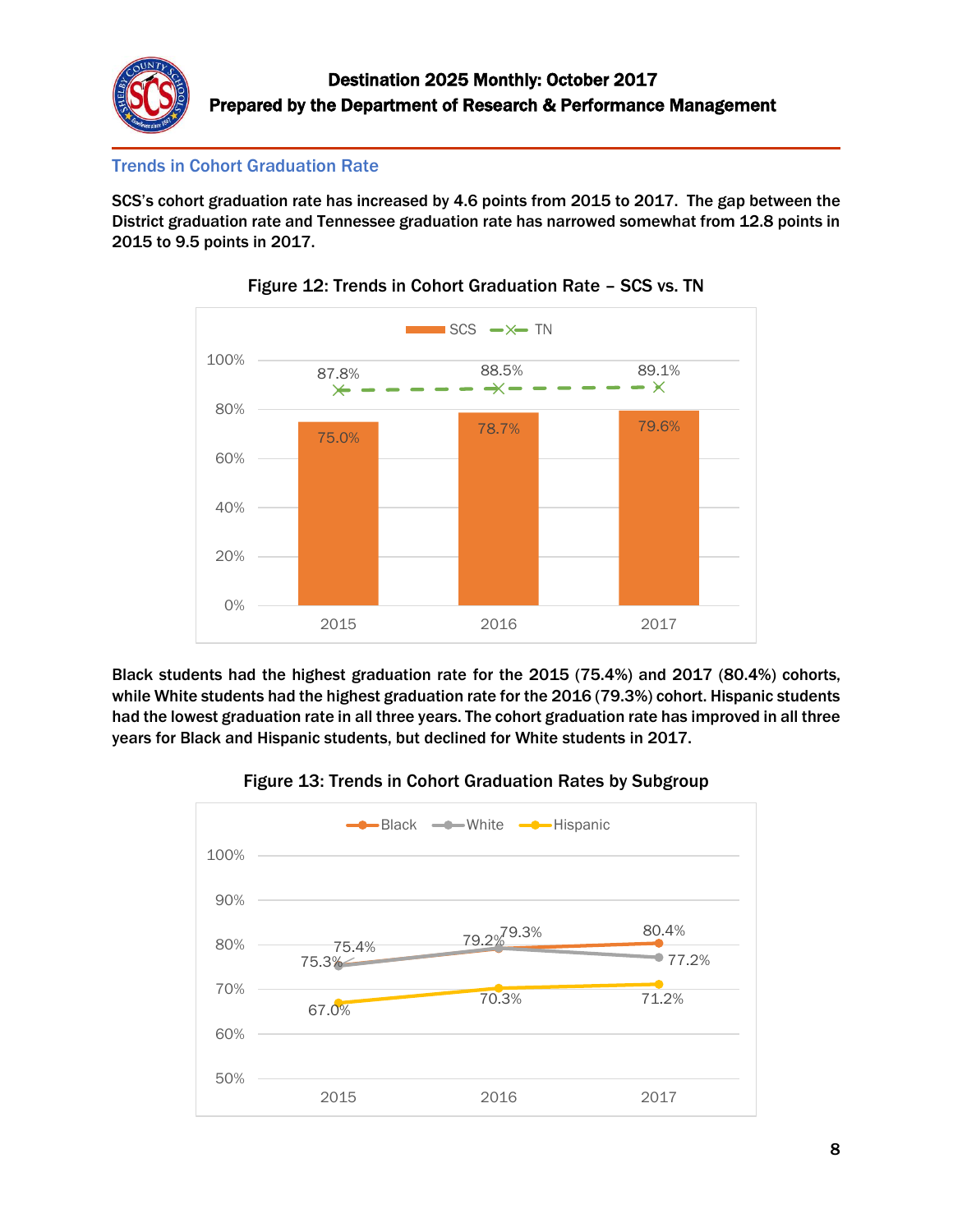## Trends in Cohort Graduation Rate

**SCS's cohort graduation rate has increased by 4.6 points from 2015 to 2017. The gap between the District graduation rate and Tennessee graduation rate has narrowed somewhat from 12.8 points in 2015 to 9.5 points in 2017.**

**Figure 12: Trends in Cohort Graduation Rate – SCS vs. TN**

| | 2015 | 2016 | 2017 |
|---|---|---|---|
| SCS | 75.0% | 78.7% | 79.6% |
| TN | 87.8% | 88.5% | 89.1% |

**Black students had the highest graduation rate for the 2015 (75.4%) and 2017 (80.4%) cohorts, while White students had the highest graduation rate for the 2016 (79.3%) cohort. Hispanic students had the lowest graduation rate in all three years. The cohort graduation rate has improved in all three years for Black and Hispanic students, but declined for White students in 2017.**

**Figure 13: Trends in Cohort Graduation Rates by Subgroup**

| | 2015 | 2016 | 2017 |
|---|---|---|---|
| Black | 75.4% | 79.2% | 80.4% |
| White | 75.3% | 79.3% | 77.2% |
| Hispanic | 67.0% | 70.3% | 71.2% |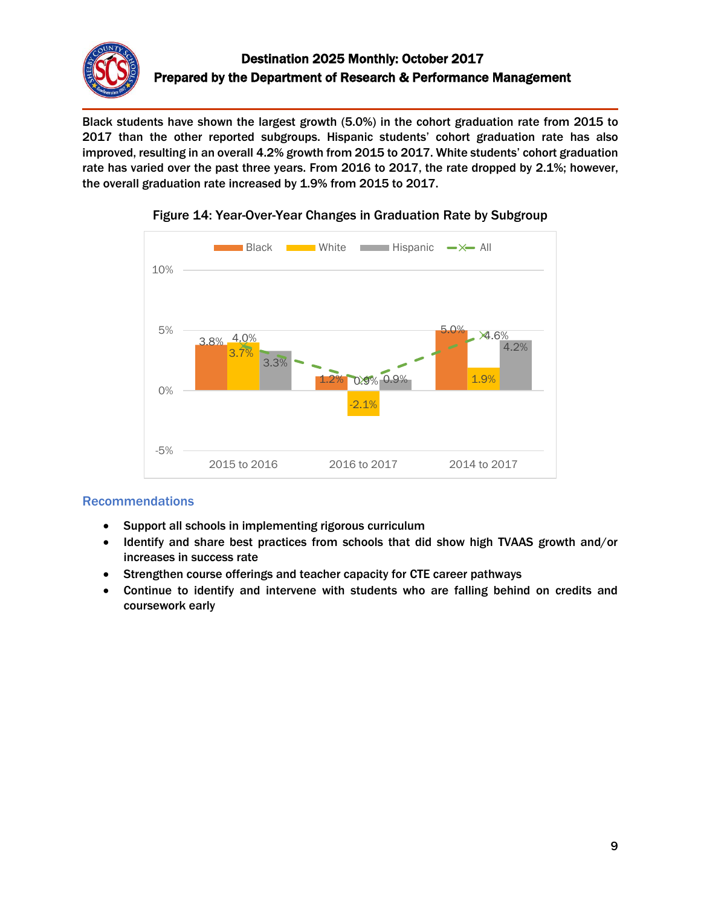Black students have shown the largest growth (5.0%) in the cohort graduation rate from 2015 to 2017 than the other reported subgroups. Hispanic students' cohort graduation rate has also improved, resulting in an overall 4.2% growth from 2015 to 2017. White students' cohort graduation rate has varied over the past three years. From 2016 to 2017, the rate dropped by 2.1%; however, the overall graduation rate increased by 1.9% from 2015 to 2017.

**Figure 14: Year-Over-Year Changes in Graduation Rate by Subgroup**

Black White Hispanic All

10%
5%
0%
-5%

2015 to 2016: 3.8% 4.0% 3.7% 3.3%

2016 to 2017: 1.2% 0.9% -2.1% 0.9%

2014 to 2017: 5.0% 4.6% 1.9% 4.2%

## Recommendations

- Support all schools in implementing rigorous curriculum
- Identify and share best practices from schools that did show high TVAAS growth and/or increases in success rate
- Strengthen course offerings and teacher capacity for CTE career pathways
- Continue to identify and intervene with students who are falling behind on credits and coursework early